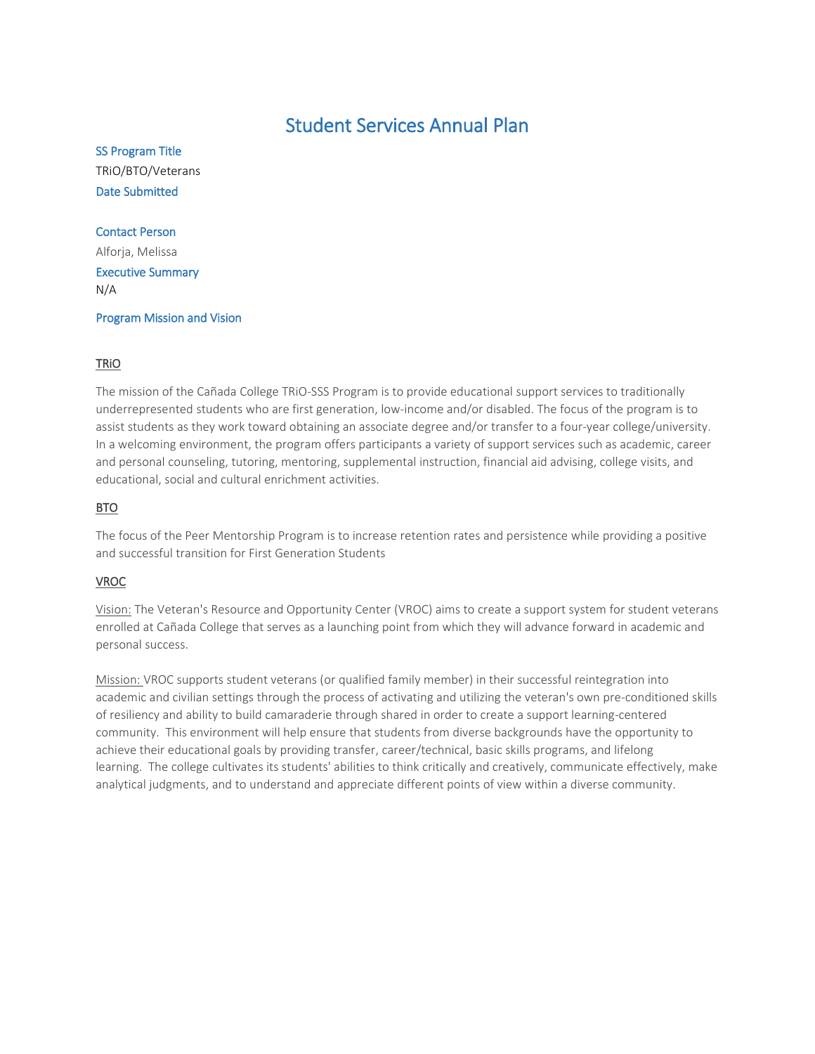# Student Services Annual Plan

### SS Program Title

TRiO/BTO/Veterans

### Date Submitted

### Contact Person

Alforja, Melissa

### Executive Summary

N/A

### Program Mission and Vision

#### TRiO

The mission of the Cañada College TRiO-SSS Program is to provide educational support services to traditionally underrepresented students who are first generation, low-income and/or disabled. The focus of the program is to assist students as they work toward obtaining an associate degree and/or transfer to a four-year college/university. In a welcoming environment, the program offers participants a variety of support services such as academic, career and personal counseling, tutoring, mentoring, supplemental instruction, financial aid advising, college visits, and educational, social and cultural enrichment activities.

#### BTO

The focus of the Peer Mentorship Program is to increase retention rates and persistence while providing a positive and successful transition for First Generation Students

#### VROC

Vision: The Veteran's Resource and Opportunity Center (VROC) aims to create a support system for student veterans enrolled at Cañada College that serves as a launching point from which they will advance forward in academic and personal success.

Mission: VROC supports student veterans (or qualified family member) in their successful reintegration into academic and civilian settings through the process of activating and utilizing the veteran's own pre-conditioned skills of resiliency and ability to build camaraderie through shared in order to create a support learning-centered community. This environment will help ensure that students from diverse backgrounds have the opportunity to achieve their educational goals by providing transfer, career/technical, basic skills programs, and lifelong learning. The college cultivates its students' abilities to think critically and creatively, communicate effectively, make analytical judgments, and to understand and appreciate different points of view within a diverse community.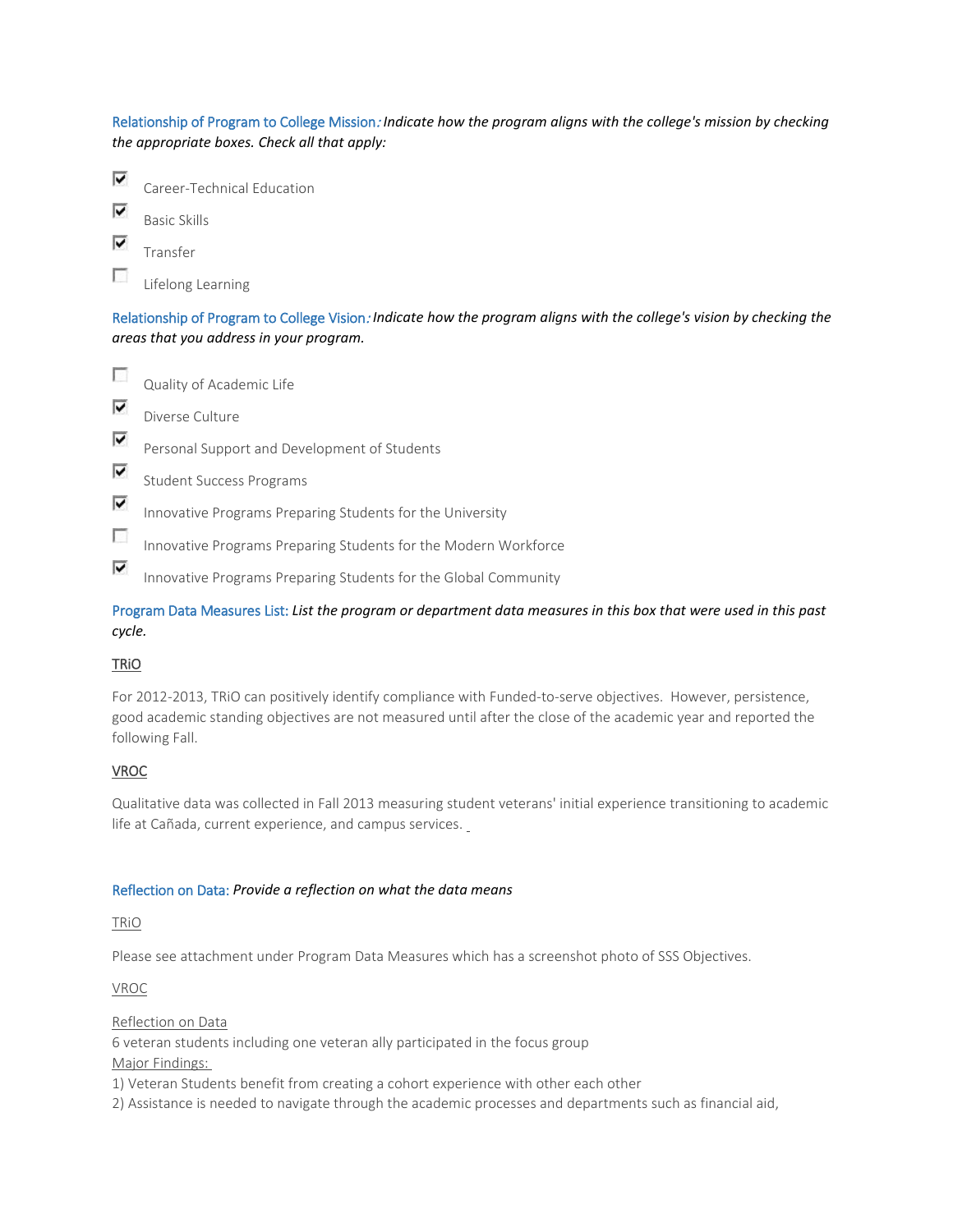Relationship of Program to College Mission*: Indicate how the program aligns with the college's mission by checking the appropriate boxes. Check all that apply:*

- [x] Career-Technical Education
- [x] Basic Skills
- [x] Transfer
- [ ] Lifelong Learning

Relationship of Program to College Vision*: Indicate how the program aligns with the college's vision by checking the areas that you address in your program.*

- [ ] Quality of Academic Life
- [x] Diverse Culture
- [x] Personal Support and Development of Students
- [x] Student Success Programs
- [x] Innovative Programs Preparing Students for the University
- [ ] Innovative Programs Preparing Students for the Modern Workforce
- [x] Innovative Programs Preparing Students for the Global Community

Program Data Measures List: *List the program or department data measures in this box that were used in this past cycle.*

<u>TRiO</u>

For 2012-2013, TRiO can positively identify compliance with Funded-to-serve objectives. However, persistence, good academic standing objectives are not measured until after the close of the academic year and reported the following Fall.

<u>VROC</u>

Qualitative data was collected in Fall 2013 measuring student veterans' initial experience transitioning to academic life at Cañada, current experience, and campus services.

Reflection on Data: *Provide a reflection on what the data means*

<u>TRiO</u>

Please see attachment under Program Data Measures which has a screenshot photo of SSS Objectives.

<u>VROC</u>

<u>Reflection on Data</u>
6 veteran students including one veteran ally participated in the focus group
<u>Major Findings:</u>
1) Veteran Students benefit from creating a cohort experience with other each other
2) Assistance is needed to navigate through the academic processes and departments such as financial aid,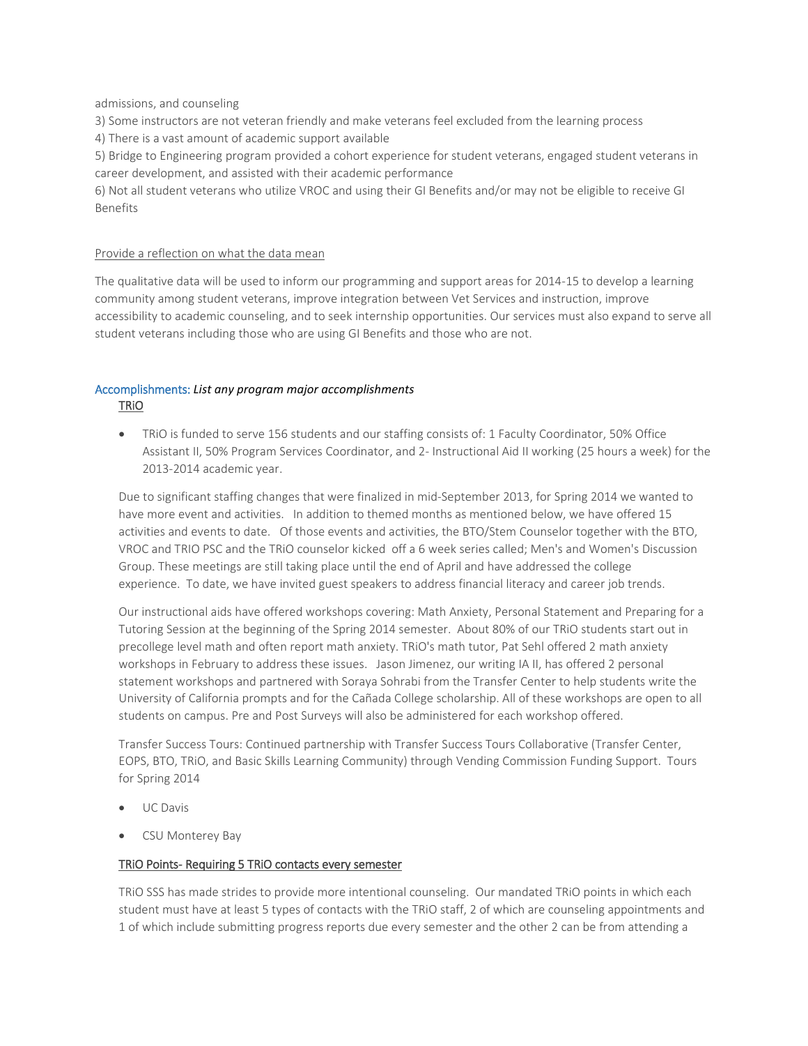admissions, and counseling

3) Some instructors are not veteran friendly and make veterans feel excluded from the learning process

4) There is a vast amount of academic support available

5) Bridge to Engineering program provided a cohort experience for student veterans, engaged student veterans in career development, and assisted with their academic performance

6) Not all student veterans who utilize VROC and using their GI Benefits and/or may not be eligible to receive GI Benefits

<u>Provide a reflection on what the data mean</u>

The qualitative data will be used to inform our programming and support areas for 2014-15 to develop a learning community among student veterans, improve integration between Vet Services and instruction, improve accessibility to academic counseling, and to seek internship opportunities. Our services must also expand to serve all student veterans including those who are using GI Benefits and those who are not.

## Accomplishments: *List any program major accomplishments*

<u>TRiO</u>

- TRiO is funded to serve 156 students and our staffing consists of: 1 Faculty Coordinator, 50% Office Assistant II, 50% Program Services Coordinator, and 2- Instructional Aid II working (25 hours a week) for the 2013-2014 academic year.

Due to significant staffing changes that were finalized in mid-September 2013, for Spring 2014 we wanted to have more event and activities. In addition to themed months as mentioned below, we have offered 15 activities and events to date. Of those events and activities, the BTO/Stem Counselor together with the BTO, VROC and TRIO PSC and the TRiO counselor kicked off a 6 week series called; Men's and Women's Discussion Group. These meetings are still taking place until the end of April and have addressed the college experience. To date, we have invited guest speakers to address financial literacy and career job trends.

Our instructional aids have offered workshops covering: Math Anxiety, Personal Statement and Preparing for a Tutoring Session at the beginning of the Spring 2014 semester. About 80% of our TRiO students start out in precollege level math and often report math anxiety. TRiO's math tutor, Pat Sehl offered 2 math anxiety workshops in February to address these issues. Jason Jimenez, our writing IA II, has offered 2 personal statement workshops and partnered with Soraya Sohrabi from the Transfer Center to help students write the University of California prompts and for the Cañada College scholarship. All of these workshops are open to all students on campus. Pre and Post Surveys will also be administered for each workshop offered.

Transfer Success Tours: Continued partnership with Transfer Success Tours Collaborative (Transfer Center, EOPS, BTO, TRiO, and Basic Skills Learning Community) through Vending Commission Funding Support. Tours for Spring 2014

- UC Davis
- CSU Monterey Bay

<u>TRiO Points- Requiring 5 TRiO contacts every semester</u>

TRiO SSS has made strides to provide more intentional counseling. Our mandated TRiO points in which each student must have at least 5 types of contacts with the TRiO staff, 2 of which are counseling appointments and 1 of which include submitting progress reports due every semester and the other 2 can be from attending a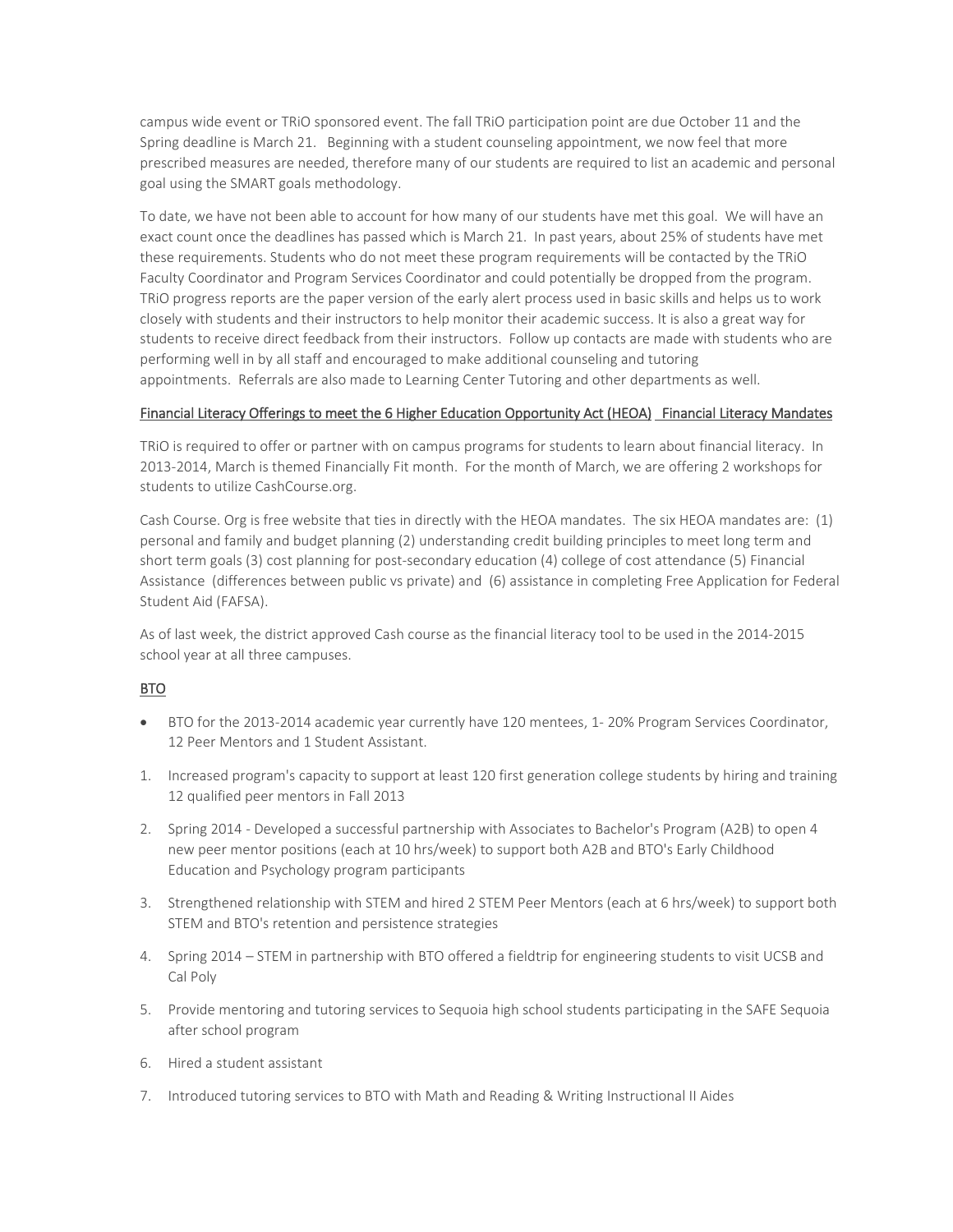campus wide event or TRiO sponsored event. The fall TRiO participation point are due October 11 and the Spring deadline is March 21. Beginning with a student counseling appointment, we now feel that more prescribed measures are needed, therefore many of our students are required to list an academic and personal goal using the SMART goals methodology.

To date, we have not been able to account for how many of our students have met this goal. We will have an exact count once the deadlines has passed which is March 21. In past years, about 25% of students have met these requirements. Students who do not meet these program requirements will be contacted by the TRiO Faculty Coordinator and Program Services Coordinator and could potentially be dropped from the program. TRiO progress reports are the paper version of the early alert process used in basic skills and helps us to work closely with students and their instructors to help monitor their academic success. It is also a great way for students to receive direct feedback from their instructors. Follow up contacts are made with students who are performing well in by all staff and encouraged to make additional counseling and tutoring appointments. Referrals are also made to Learning Center Tutoring and other departments as well.

<u>Financial Literacy Offerings to meet the 6 Higher Education Opportunity Act (HEOA) Financial Literacy Mandates</u>

TRiO is required to offer or partner with on campus programs for students to learn about financial literacy. In 2013-2014, March is themed Financially Fit month. For the month of March, we are offering 2 workshops for students to utilize CashCourse.org.

Cash Course. Org is free website that ties in directly with the HEOA mandates. The six HEOA mandates are: (1) personal and family and budget planning (2) understanding credit building principles to meet long term and short term goals (3) cost planning for post-secondary education (4) college of cost attendance (5) Financial Assistance (differences between public vs private) and (6) assistance in completing Free Application for Federal Student Aid (FAFSA).

As of last week, the district approved Cash course as the financial literacy tool to be used in the 2014-2015 school year at all three campuses.

<u>BTO</u>

- BTO for the 2013-2014 academic year currently have 120 mentees, 1- 20% Program Services Coordinator, 12 Peer Mentors and 1 Student Assistant.

1. Increased program's capacity to support at least 120 first generation college students by hiring and training 12 qualified peer mentors in Fall 2013
2. Spring 2014 - Developed a successful partnership with Associates to Bachelor's Program (A2B) to open 4 new peer mentor positions (each at 10 hrs/week) to support both A2B and BTO's Early Childhood Education and Psychology program participants
3. Strengthened relationship with STEM and hired 2 STEM Peer Mentors (each at 6 hrs/week) to support both STEM and BTO's retention and persistence strategies
4. Spring 2014 – STEM in partnership with BTO offered a fieldtrip for engineering students to visit UCSB and Cal Poly
5. Provide mentoring and tutoring services to Sequoia high school students participating in the SAFE Sequoia after school program
6. Hired a student assistant
7. Introduced tutoring services to BTO with Math and Reading & Writing Instructional II Aides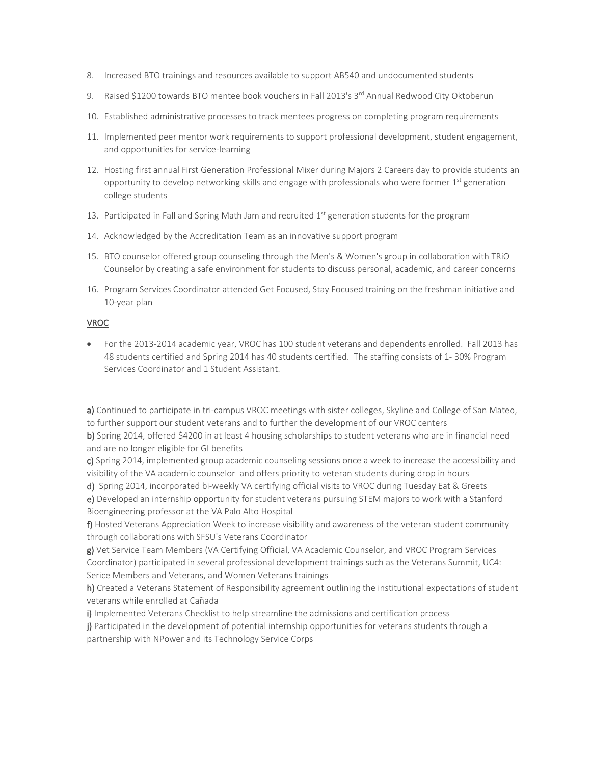8. Increased BTO trainings and resources available to support AB540 and undocumented students
9. Raised $1200 towards BTO mentee book vouchers in Fall 2013's 3rd Annual Redwood City Oktoberun
10. Established administrative processes to track mentees progress on completing program requirements
11. Implemented peer mentor work requirements to support professional development, student engagement, and opportunities for service-learning
12. Hosting first annual First Generation Professional Mixer during Majors 2 Careers day to provide students an opportunity to develop networking skills and engage with professionals who were former 1st generation college students
13. Participated in Fall and Spring Math Jam and recruited 1st generation students for the program
14. Acknowledged by the Accreditation Team as an innovative support program
15. BTO counselor offered group counseling through the Men's & Women's group in collaboration with TRiO Counselor by creating a safe environment for students to discuss personal, academic, and career concerns
16. Program Services Coordinator attended Get Focused, Stay Focused training on the freshman initiative and 10-year plan

<u>VROC</u>

- For the 2013-2014 academic year, VROC has 100 student veterans and dependents enrolled. Fall 2013 has 48 students certified and Spring 2014 has 40 students certified. The staffing consists of 1- 30% Program Services Coordinator and 1 Student Assistant.

**a)** Continued to participate in tri-campus VROC meetings with sister colleges, Skyline and College of San Mateo, to further support our student veterans and to further the development of our VROC centers
**b)** Spring 2014, offered $4200 in at least 4 housing scholarships to student veterans who are in financial need and are no longer eligible for GI benefits
**c)** Spring 2014, implemented group academic counseling sessions once a week to increase the accessibility and visibility of the VA academic counselor and offers priority to veteran students during drop in hours
**d)** Spring 2014, incorporated bi-weekly VA certifying official visits to VROC during Tuesday Eat & Greets
**e)** Developed an internship opportunity for student veterans pursuing STEM majors to work with a Stanford Bioengineering professor at the VA Palo Alto Hospital
**f)** Hosted Veterans Appreciation Week to increase visibility and awareness of the veteran student community through collaborations with SFSU's Veterans Coordinator
**g)** Vet Service Team Members (VA Certifying Official, VA Academic Counselor, and VROC Program Services Coordinator) participated in several professional development trainings such as the Veterans Summit, UC4: Serice Members and Veterans, and Women Veterans trainings
**h)** Created a Veterans Statement of Responsibility agreement outlining the institutional expectations of student veterans while enrolled at Cañada
**i)** Implemented Veterans Checklist to help streamline the admissions and certification process
**j)** Participated in the development of potential internship opportunities for veterans students through a partnership with NPower and its Technology Service Corps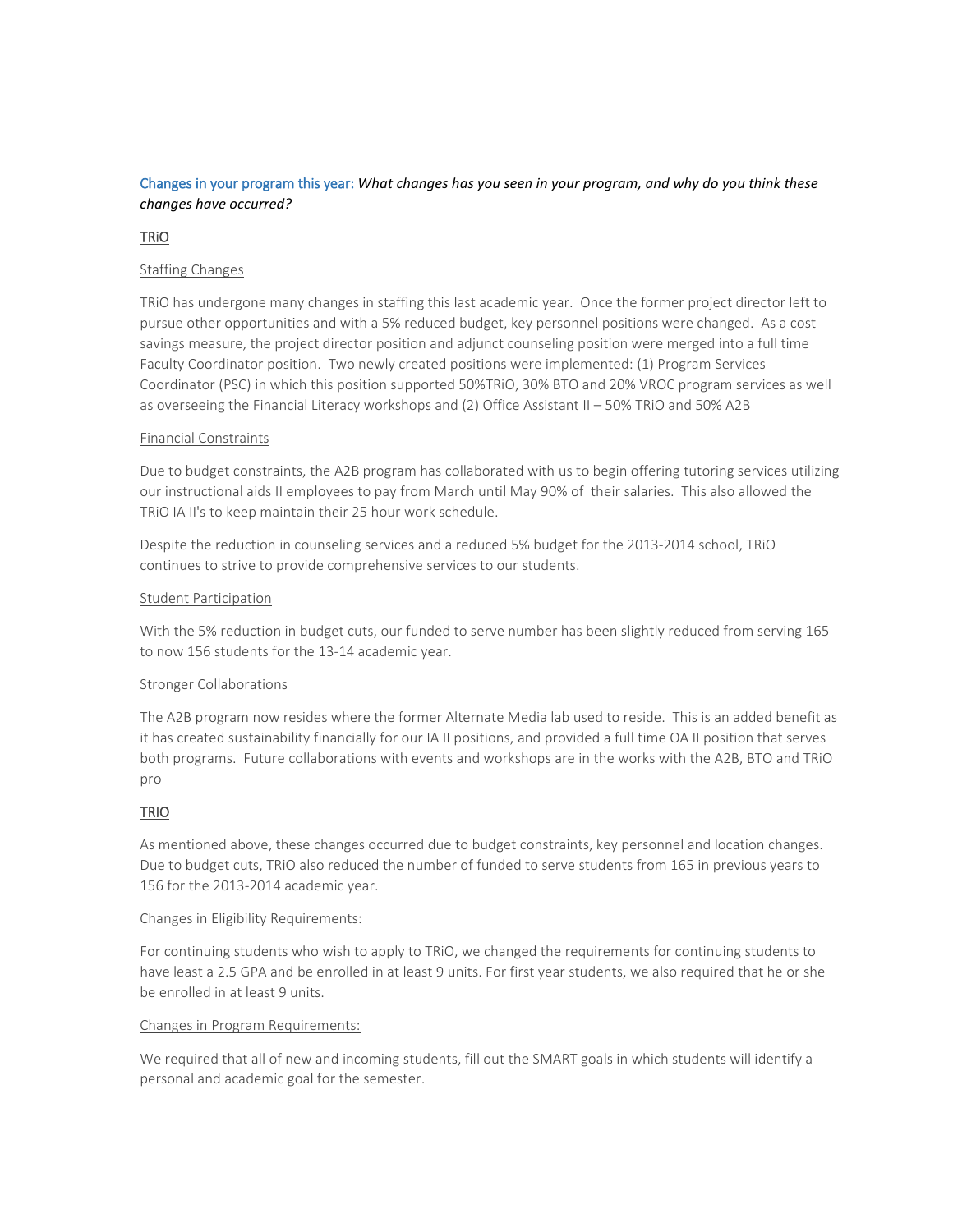Changes in your program this year: *What changes has you seen in your program, and why do you think these changes have occurred?*

**TRiO**

Staffing Changes

TRiO has undergone many changes in staffing this last academic year. Once the former project director left to pursue other opportunities and with a 5% reduced budget, key personnel positions were changed. As a cost savings measure, the project director position and adjunct counseling position were merged into a full time Faculty Coordinator position. Two newly created positions were implemented: (1) Program Services Coordinator (PSC) in which this position supported 50%TRiO, 30% BTO and 20% VROC program services as well as overseeing the Financial Literacy workshops and (2) Office Assistant II – 50% TRiO and 50% A2B

Financial Constraints

Due to budget constraints, the A2B program has collaborated with us to begin offering tutoring services utilizing our instructional aids II employees to pay from March until May 90% of their salaries. This also allowed the TRiO IA II's to keep maintain their 25 hour work schedule.

Despite the reduction in counseling services and a reduced 5% budget for the 2013-2014 school, TRiO continues to strive to provide comprehensive services to our students.

Student Participation

With the 5% reduction in budget cuts, our funded to serve number has been slightly reduced from serving 165 to now 156 students for the 13-14 academic year.

Stronger Collaborations

The A2B program now resides where the former Alternate Media lab used to reside. This is an added benefit as it has created sustainability financially for our IA II positions, and provided a full time OA II position that serves both programs. Future collaborations with events and workshops are in the works with the A2B, BTO and TRiO pro

**TRIO**

As mentioned above, these changes occurred due to budget constraints, key personnel and location changes. Due to budget cuts, TRiO also reduced the number of funded to serve students from 165 in previous years to 156 for the 2013-2014 academic year.

Changes in Eligibility Requirements:

For continuing students who wish to apply to TRiO, we changed the requirements for continuing students to have least a 2.5 GPA and be enrolled in at least 9 units. For first year students, we also required that he or she be enrolled in at least 9 units.

Changes in Program Requirements:

We required that all of new and incoming students, fill out the SMART goals in which students will identify a personal and academic goal for the semester.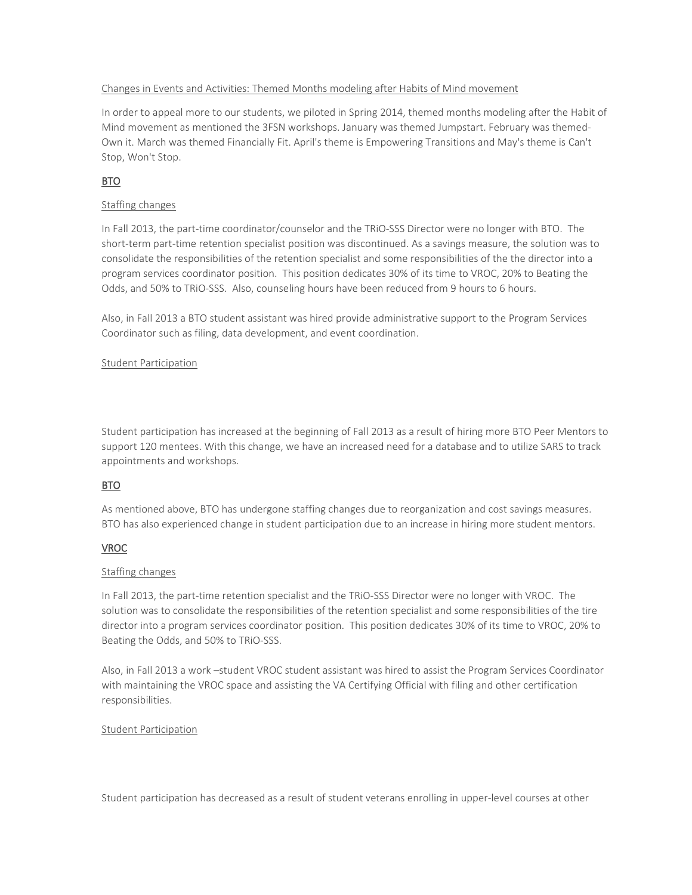Changes in Events and Activities: Themed Months modeling after Habits of Mind movement

In order to appeal more to our students, we piloted in Spring 2014, themed months modeling after the Habit of Mind movement as mentioned the 3FSN workshops. January was themed Jumpstart. February was themed-Own it. March was themed Financially Fit. April's theme is Empowering Transitions and May's theme is Can't Stop, Won't Stop.

## BTO

Staffing changes

In Fall 2013, the part-time coordinator/counselor and the TRiO-SSS Director were no longer with BTO. The short-term part-time retention specialist position was discontinued. As a savings measure, the solution was to consolidate the responsibilities of the retention specialist and some responsibilities of the the director into a program services coordinator position. This position dedicates 30% of its time to VROC, 20% to Beating the Odds, and 50% to TRiO-SSS. Also, counseling hours have been reduced from 9 hours to 6 hours.

Also, in Fall 2013 a BTO student assistant was hired provide administrative support to the Program Services Coordinator such as filing, data development, and event coordination.

Student Participation

Student participation has increased at the beginning of Fall 2013 as a result of hiring more BTO Peer Mentors to support 120 mentees. With this change, we have an increased need for a database and to utilize SARS to track appointments and workshops.

## BTO

As mentioned above, BTO has undergone staffing changes due to reorganization and cost savings measures. BTO has also experienced change in student participation due to an increase in hiring more student mentors.

## VROC

Staffing changes

In Fall 2013, the part-time retention specialist and the TRiO-SSS Director were no longer with VROC. The solution was to consolidate the responsibilities of the retention specialist and some responsibilities of the tire director into a program services coordinator position. This position dedicates 30% of its time to VROC, 20% to Beating the Odds, and 50% to TRiO-SSS.

Also, in Fall 2013 a work –student VROC student assistant was hired to assist the Program Services Coordinator with maintaining the VROC space and assisting the VA Certifying Official with filing and other certification responsibilities.

Student Participation

Student participation has decreased as a result of student veterans enrolling in upper-level courses at other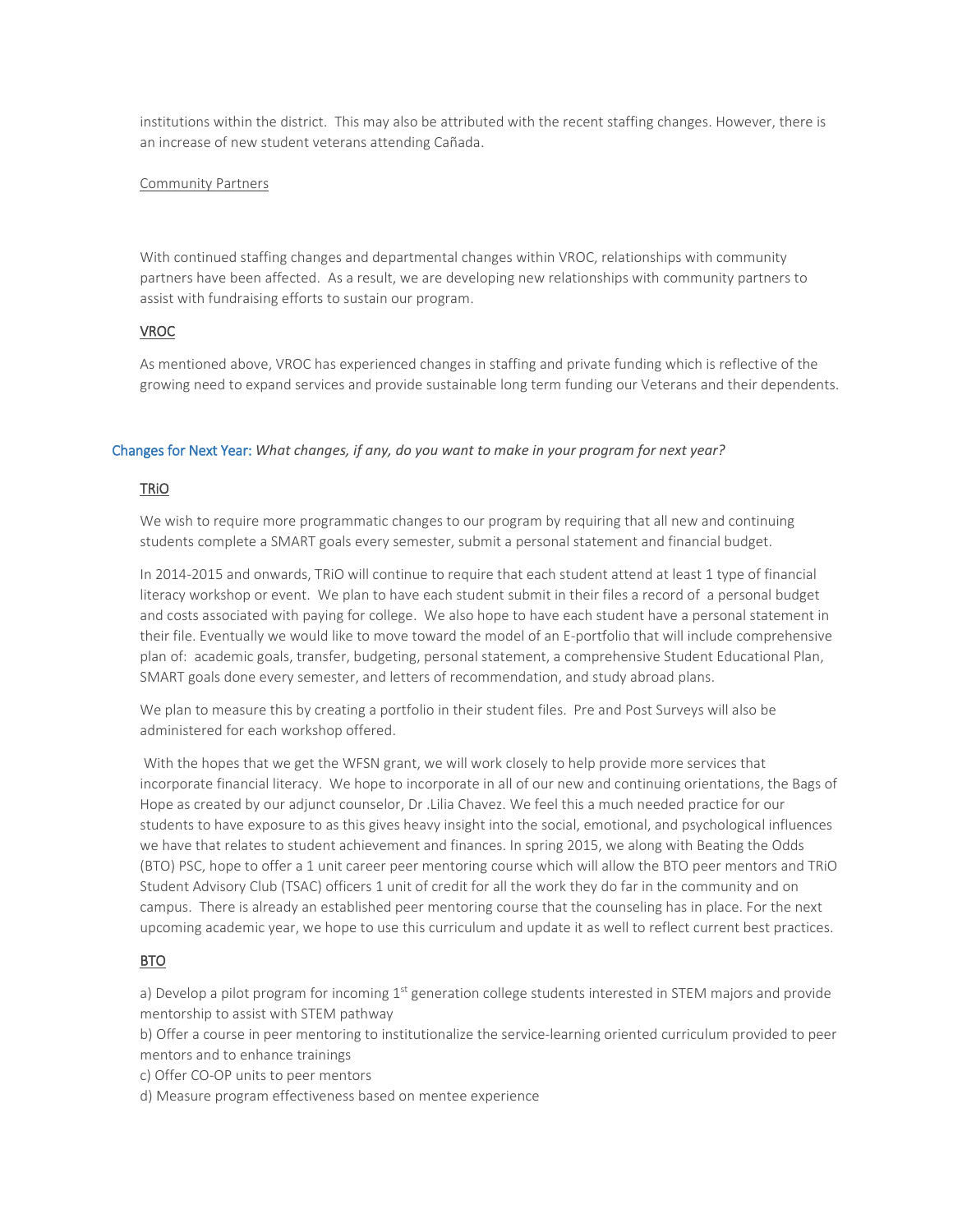institutions within the district. This may also be attributed with the recent staffing changes. However, there is an increase of new student veterans attending Cañada.

Community Partners

With continued staffing changes and departmental changes within VROC, relationships with community partners have been affected. As a result, we are developing new relationships with community partners to assist with fundraising efforts to sustain our program.

VROC

As mentioned above, VROC has experienced changes in staffing and private funding which is reflective of the growing need to expand services and provide sustainable long term funding our Veterans and their dependents.

Changes for Next Year: *What changes, if any, do you want to make in your program for next year?*

TRiO

We wish to require more programmatic changes to our program by requiring that all new and continuing students complete a SMART goals every semester, submit a personal statement and financial budget.

In 2014-2015 and onwards, TRiO will continue to require that each student attend at least 1 type of financial literacy workshop or event. We plan to have each student submit in their files a record of a personal budget and costs associated with paying for college. We also hope to have each student have a personal statement in their file. Eventually we would like to move toward the model of an E-portfolio that will include comprehensive plan of: academic goals, transfer, budgeting, personal statement, a comprehensive Student Educational Plan, SMART goals done every semester, and letters of recommendation, and study abroad plans.

We plan to measure this by creating a portfolio in their student files. Pre and Post Surveys will also be administered for each workshop offered.

With the hopes that we get the WFSN grant, we will work closely to help provide more services that incorporate financial literacy. We hope to incorporate in all of our new and continuing orientations, the Bags of Hope as created by our adjunct counselor, Dr .Lilia Chavez. We feel this a much needed practice for our students to have exposure to as this gives heavy insight into the social, emotional, and psychological influences we have that relates to student achievement and finances. In spring 2015, we along with Beating the Odds (BTO) PSC, hope to offer a 1 unit career peer mentoring course which will allow the BTO peer mentors and TRiO Student Advisory Club (TSAC) officers 1 unit of credit for all the work they do far in the community and on campus. There is already an established peer mentoring course that the counseling has in place. For the next upcoming academic year, we hope to use this curriculum and update it as well to reflect current best practices.

BTO

a) Develop a pilot program for incoming 1st generation college students interested in STEM majors and provide mentorship to assist with STEM pathway
b) Offer a course in peer mentoring to institutionalize the service-learning oriented curriculum provided to peer mentors and to enhance trainings
c) Offer CO-OP units to peer mentors
d) Measure program effectiveness based on mentee experience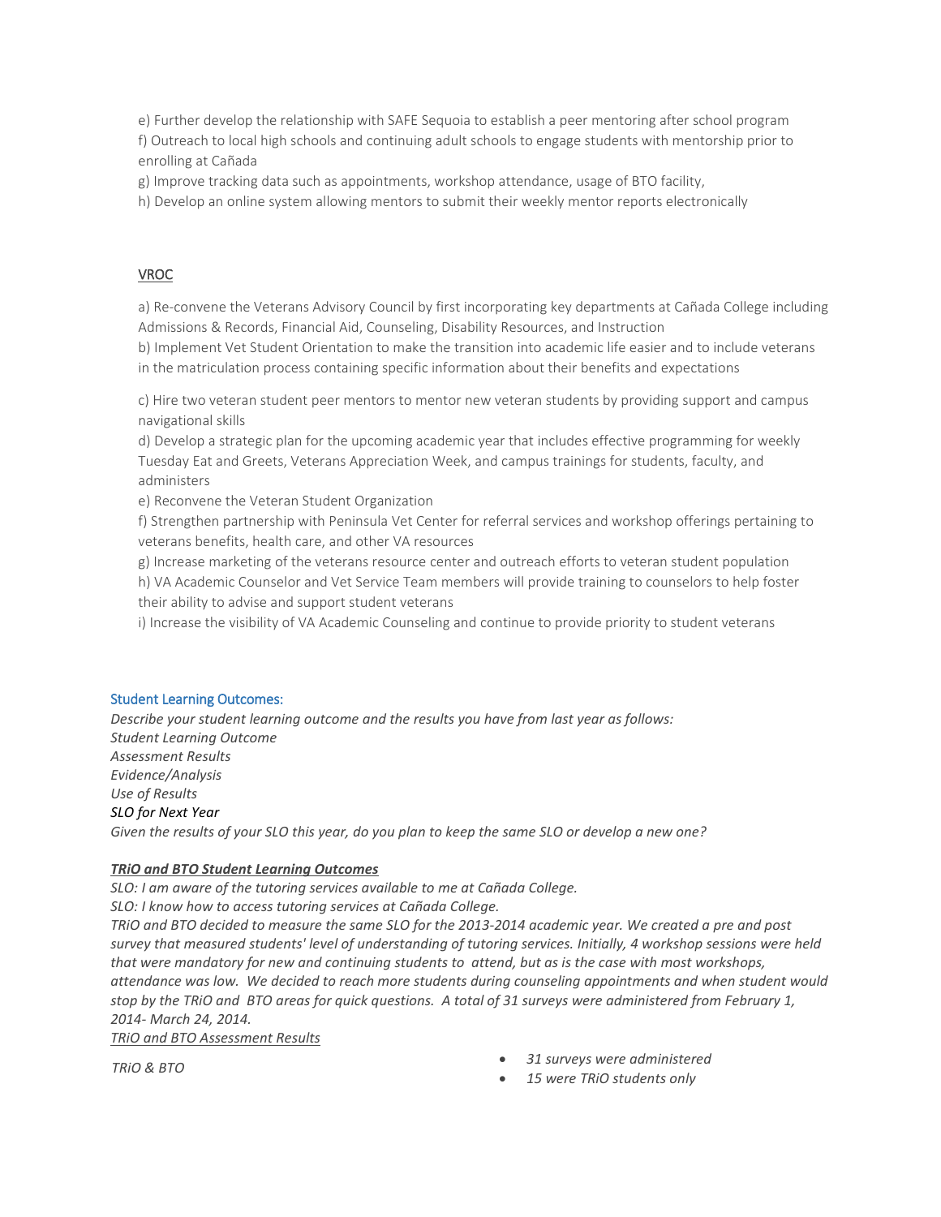e) Further develop the relationship with SAFE Sequoia to establish a peer mentoring after school program
f) Outreach to local high schools and continuing adult schools to engage students with mentorship prior to enrolling at Cañada
g) Improve tracking data such as appointments, workshop attendance, usage of BTO facility,
h) Develop an online system allowing mentors to submit their weekly mentor reports electronically

<u>VROC</u>

a) Re-convene the Veterans Advisory Council by first incorporating key departments at Cañada College including Admissions & Records, Financial Aid, Counseling, Disability Resources, and Instruction
b) Implement Vet Student Orientation to make the transition into academic life easier and to include veterans in the matriculation process containing specific information about their benefits and expectations

c) Hire two veteran student peer mentors to mentor new veteran students by providing support and campus navigational skills
d) Develop a strategic plan for the upcoming academic year that includes effective programming for weekly Tuesday Eat and Greets, Veterans Appreciation Week, and campus trainings for students, faculty, and administers
e) Reconvene the Veteran Student Organization
f) Strengthen partnership with Peninsula Vet Center for referral services and workshop offerings pertaining to veterans benefits, health care, and other VA resources
g) Increase marketing of the veterans resource center and outreach efforts to veteran student population
h) VA Academic Counselor and Vet Service Team members will provide training to counselors to help foster their ability to advise and support student veterans
i) Increase the visibility of VA Academic Counseling and continue to provide priority to student veterans

### Student Learning Outcomes:

*Describe your student learning outcome and the results you have from last year as follows:*
*Student Learning Outcome*
*Assessment Results*
*Evidence/Analysis*
*Use of Results*
*SLO for Next Year*
*Given the results of your SLO this year, do you plan to keep the same SLO or develop a new one?*

***<u>TRiO and BTO Student Learning Outcomes</u>***

*SLO: I am aware of the tutoring services available to me at Cañada College.*
*SLO: I know how to access tutoring services at Cañada College.*
*TRiO and BTO decided to measure the same SLO for the 2013-2014 academic year. We created a pre and post survey that measured students' level of understanding of tutoring services. Initially, 4 workshop sessions were held that were mandatory for new and continuing students to attend, but as is the case with most workshops, attendance was low. We decided to reach more students during counseling appointments and when student would stop by the TRiO and BTO areas for quick questions. A total of 31 surveys were administered from February 1, 2014- March 24, 2014.*

*<u>TRiO and BTO Assessment Results</u>*

*TRiO & BTO*

- *31 surveys were administered*
- *15 were TRiO students only*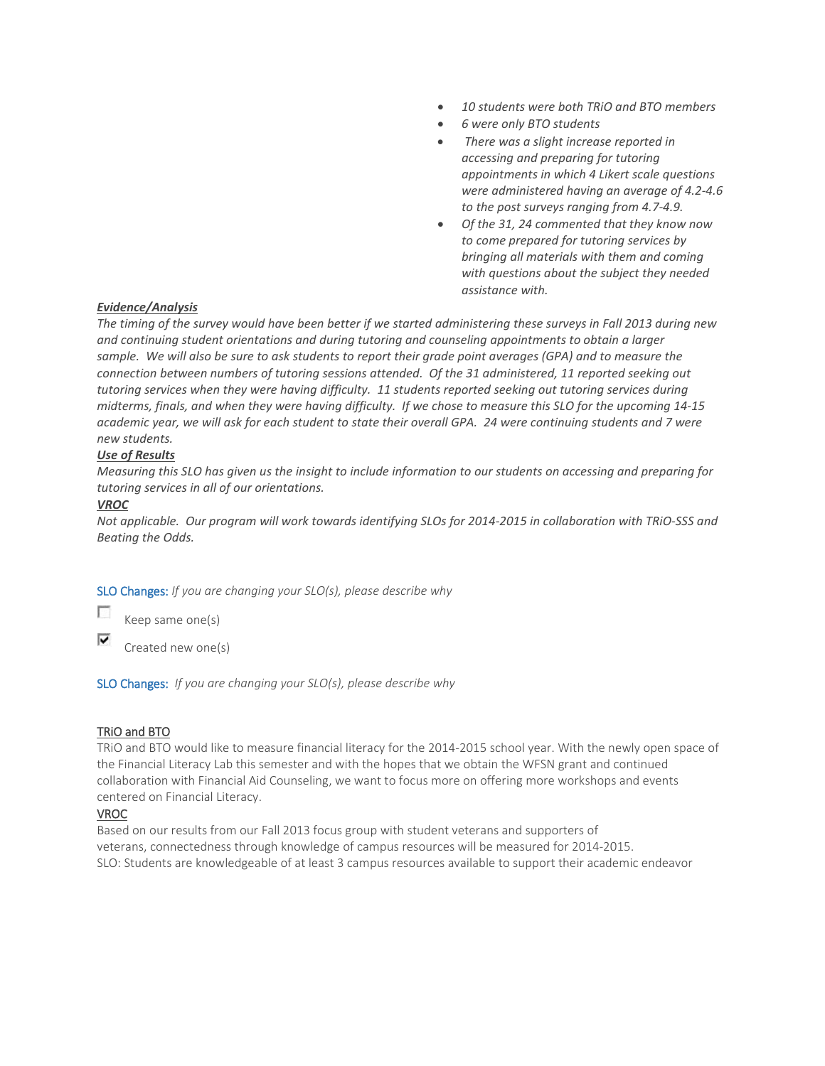- *10 students were both TRiO and BTO members*
- *6 were only BTO students*
- *There was a slight increase reported in accessing and preparing for tutoring appointments in which 4 Likert scale questions were administered having an average of 4.2-4.6 to the post surveys ranging from 4.7-4.9.*
- *Of the 31, 24 commented that they know now to come prepared for tutoring services by bringing all materials with them and coming with questions about the subject they needed assistance with.*

***Evidence/Analysis***

*The timing of the survey would have been better if we started administering these surveys in Fall 2013 during new and continuing student orientations and during tutoring and counseling appointments to obtain a larger sample. We will also be sure to ask students to report their grade point averages (GPA) and to measure the connection between numbers of tutoring sessions attended. Of the 31 administered, 11 reported seeking out tutoring services when they were having difficulty. 11 students reported seeking out tutoring services during midterms, finals, and when they were having difficulty. If we chose to measure this SLO for the upcoming 14-15 academic year, we will ask for each student to state their overall GPA. 24 were continuing students and 7 were new students.*

***Use of Results***

*Measuring this SLO has given us the insight to include information to our students on accessing and preparing for tutoring services in all of our orientations.*

***VROC***

*Not applicable. Our program will work towards identifying SLOs for 2014-2015 in collaboration with TRiO-SSS and Beating the Odds.*

SLO Changes: *If you are changing your SLO(s), please describe why*

- [ ] Keep same one(s)
- [x] Created new one(s)

SLO Changes: *If you are changing your SLO(s), please describe why*

TRiO and BTO

TRiO and BTO would like to measure financial literacy for the 2014-2015 school year. With the newly open space of the Financial Literacy Lab this semester and with the hopes that we obtain the WFSN grant and continued collaboration with Financial Aid Counseling, we want to focus more on offering more workshops and events centered on Financial Literacy.

VROC

Based on our results from our Fall 2013 focus group with student veterans and supporters of veterans, connectedness through knowledge of campus resources will be measured for 2014-2015.
SLO: Students are knowledgeable of at least 3 campus resources available to support their academic endeavor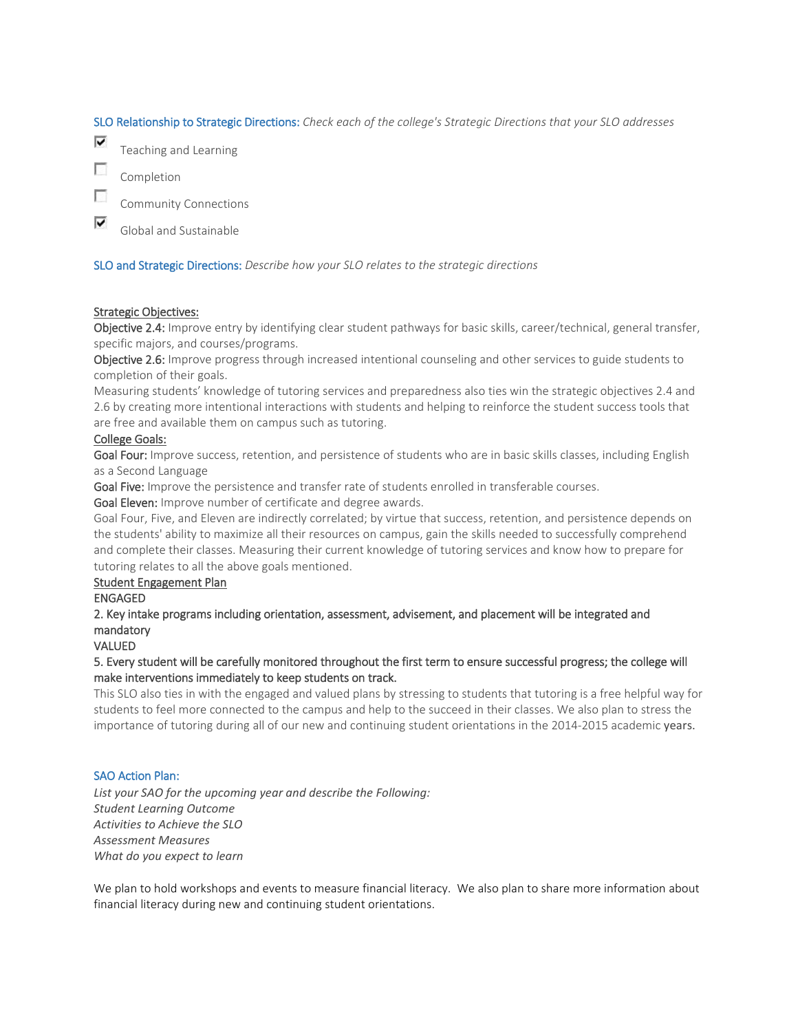SLO Relationship to Strategic Directions: *Check each of the college's Strategic Directions that your SLO addresses*

- [x] Teaching and Learning
- [ ] Completion
- [ ] Community Connections
- [x] Global and Sustainable

SLO and Strategic Directions: *Describe how your SLO relates to the strategic directions*

<u>Strategic Objectives:</u>

**Objective 2.4:** Improve entry by identifying clear student pathways for basic skills, career/technical, general transfer, specific majors, and courses/programs.

**Objective 2.6:** Improve progress through increased intentional counseling and other services to guide students to completion of their goals.

Measuring students' knowledge of tutoring services and preparedness also ties win the strategic objectives 2.4 and 2.6 by creating more intentional interactions with students and helping to reinforce the student success tools that are free and available them on campus such as tutoring.

<u>College Goals:</u>

**Goal Four:** Improve success, retention, and persistence of students who are in basic skills classes, including English as a Second Language

**Goal Five:** Improve the persistence and transfer rate of students enrolled in transferable courses.

**Goal Eleven:** Improve number of certificate and degree awards.

Goal Four, Five, and Eleven are indirectly correlated; by virtue that success, retention, and persistence depends on the students' ability to maximize all their resources on campus, gain the skills needed to successfully comprehend and complete their classes. Measuring their current knowledge of tutoring services and know how to prepare for tutoring relates to all the above goals mentioned.

<u>Student Engagement Plan</u>

ENGAGED

2. Key intake programs including orientation, assessment, advisement, and placement will be integrated and mandatory

VALUED

5. Every student will be carefully monitored throughout the first term to ensure successful progress; the college will make interventions immediately to keep students on track.

This SLO also ties in with the engaged and valued plans by stressing to students that tutoring is a free helpful way for students to feel more connected to the campus and help to the succeed in their classes. We also plan to stress the importance of tutoring during all of our new and continuing student orientations in the 2014-2015 academic years.

SAO Action Plan:

*List your SAO for the upcoming year and describe the Following:*
*Student Learning Outcome*
*Activities to Achieve the SLO*
*Assessment Measures*
*What do you expect to learn*

We plan to hold workshops and events to measure financial literacy. We also plan to share more information about financial literacy during new and continuing student orientations.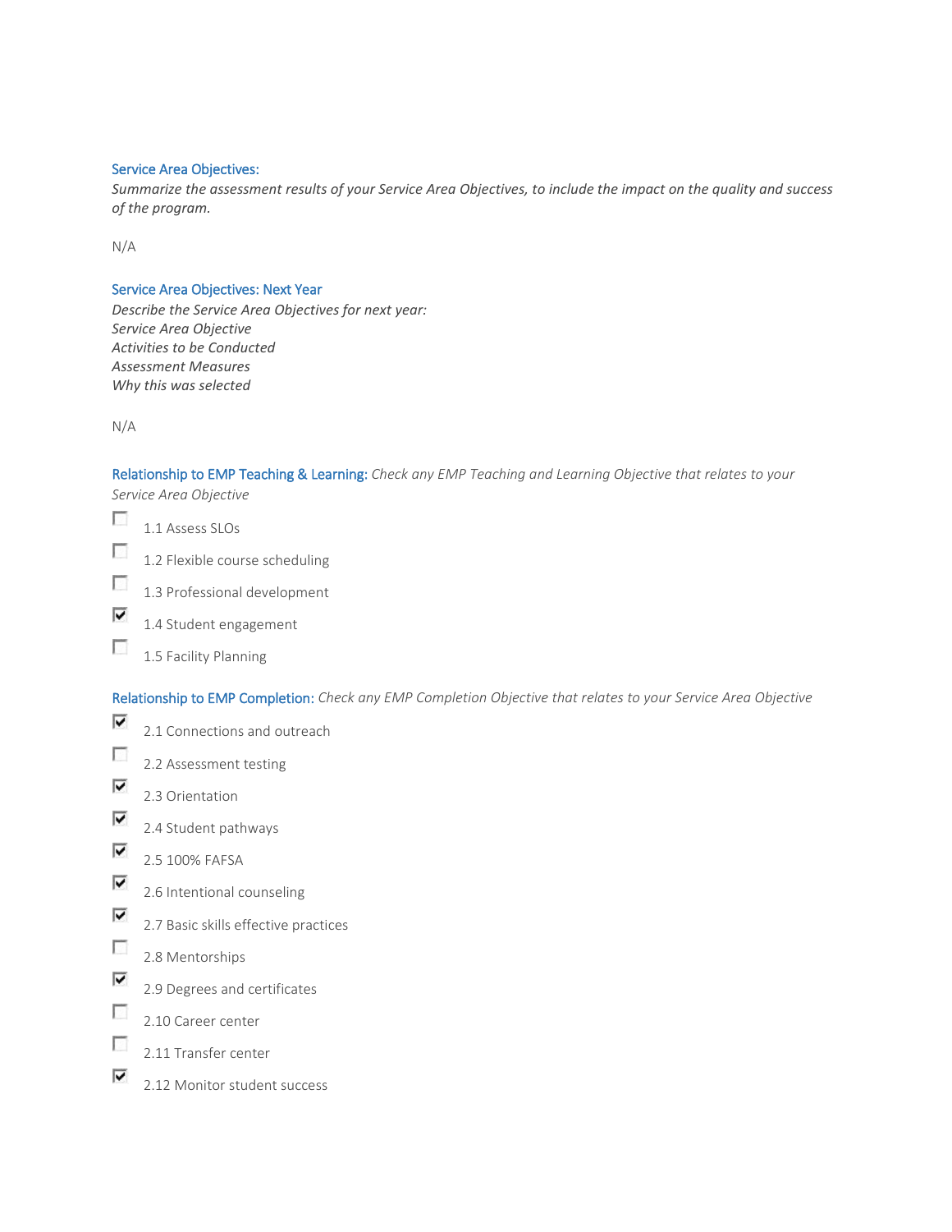### Service Area Objectives:

*Summarize the assessment results of your Service Area Objectives, to include the impact on the quality and success of the program.*

N/A

### Service Area Objectives: Next Year

*Describe the Service Area Objectives for next year:*
*Service Area Objective*
*Activities to be Conducted*
*Assessment Measures*
*Why this was selected*

N/A

**Relationship to EMP Teaching & Learning:** *Check any EMP Teaching and Learning Objective that relates to your Service Area Objective*

- [ ] 1.1 Assess SLOs
- [ ] 1.2 Flexible course scheduling
- [ ] 1.3 Professional development
- [x] 1.4 Student engagement
- [ ] 1.5 Facility Planning

**Relationship to EMP Completion:** *Check any EMP Completion Objective that relates to your Service Area Objective*

- [x] 2.1 Connections and outreach
- [ ] 2.2 Assessment testing
- [x] 2.3 Orientation
- [x] 2.4 Student pathways
- [x] 2.5 100% FAFSA
- [x] 2.6 Intentional counseling
- [x] 2.7 Basic skills effective practices
- [ ] 2.8 Mentorships
- [x] 2.9 Degrees and certificates
- [ ] 2.10 Career center
- [ ] 2.11 Transfer center
- [x] 2.12 Monitor student success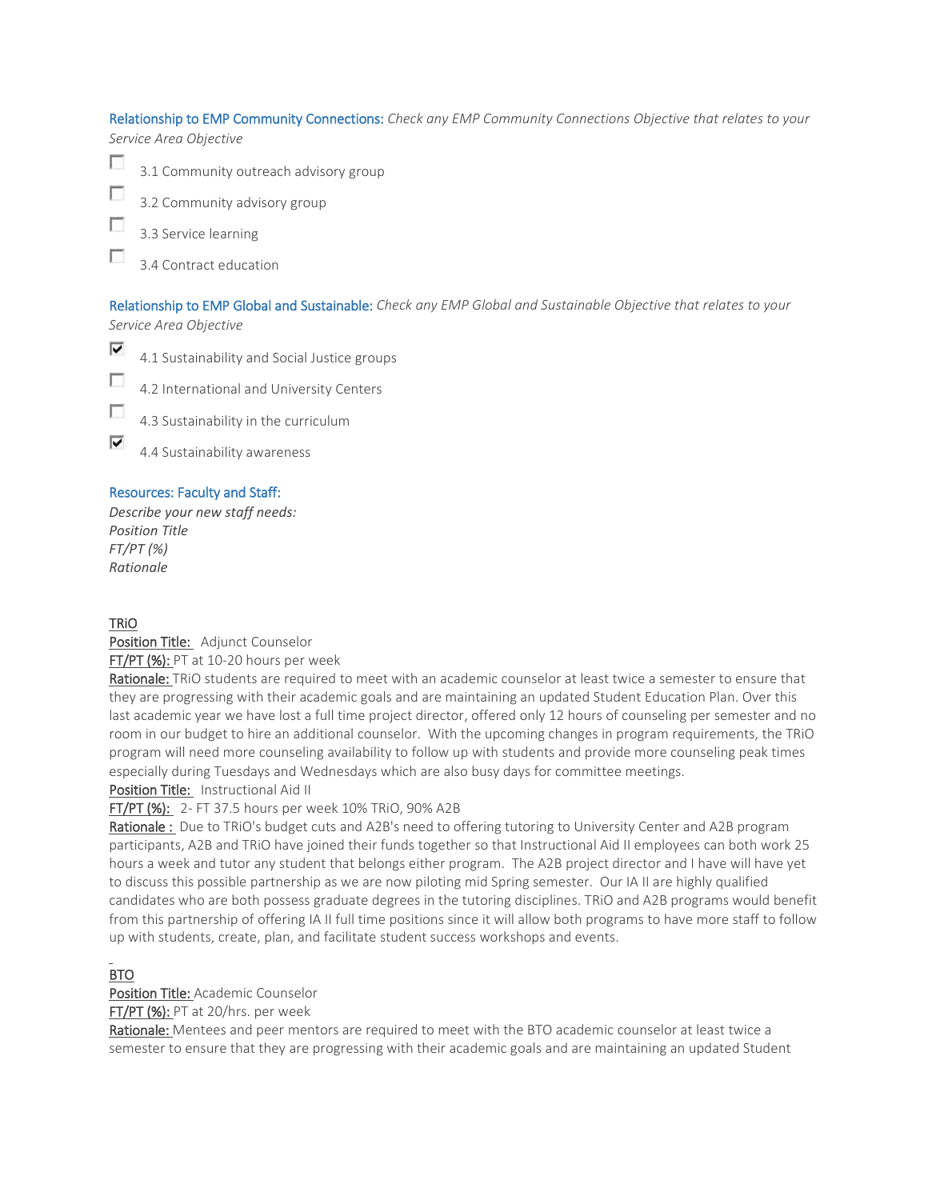Relationship to EMP Community Connections: *Check any EMP Community Connections Objective that relates to your Service Area Objective*

- [ ] 3.1 Community outreach advisory group
- [ ] 3.2 Community advisory group
- [ ] 3.3 Service learning
- [ ] 3.4 Contract education

Relationship to EMP Global and Sustainable: *Check any EMP Global and Sustainable Objective that relates to your Service Area Objective*

- [x] 4.1 Sustainability and Social Justice groups
- [ ] 4.2 International and University Centers
- [ ] 4.3 Sustainability in the curriculum
- [x] 4.4 Sustainability awareness

Resources: Faculty and Staff:

*Describe your new staff needs:*
*Position Title*
*FT/PT (%)*
*Rationale*

TRiO

Position Title: Adjunct Counselor
FT/PT (%): PT at 10-20 hours per week
Rationale: TRiO students are required to meet with an academic counselor at least twice a semester to ensure that they are progressing with their academic goals and are maintaining an updated Student Education Plan. Over this last academic year we have lost a full time project director, offered only 12 hours of counseling per semester and no room in our budget to hire an additional counselor. With the upcoming changes in program requirements, the TRiO program will need more counseling availability to follow up with students and provide more counseling peak times especially during Tuesdays and Wednesdays which are also busy days for committee meetings.
Position Title: Instructional Aid II
FT/PT (%): 2- FT 37.5 hours per week 10% TRiO, 90% A2B
Rationale : Due to TRiO's budget cuts and A2B's need to offering tutoring to University Center and A2B program participants, A2B and TRiO have joined their funds together so that Instructional Aid II employees can both work 25 hours a week and tutor any student that belongs either program. The A2B project director and I have will have yet to discuss this possible partnership as we are now piloting mid Spring semester. Our IA II are highly qualified candidates who are both possess graduate degrees in the tutoring disciplines. TRiO and A2B programs would benefit from this partnership of offering IA II full time positions since it will allow both programs to have more staff to follow up with students, create, plan, and facilitate student success workshops and events.

BTO

Position Title: Academic Counselor
FT/PT (%): PT at 20/hrs. per week
Rationale: Mentees and peer mentors are required to meet with the BTO academic counselor at least twice a semester to ensure that they are progressing with their academic goals and are maintaining an updated Student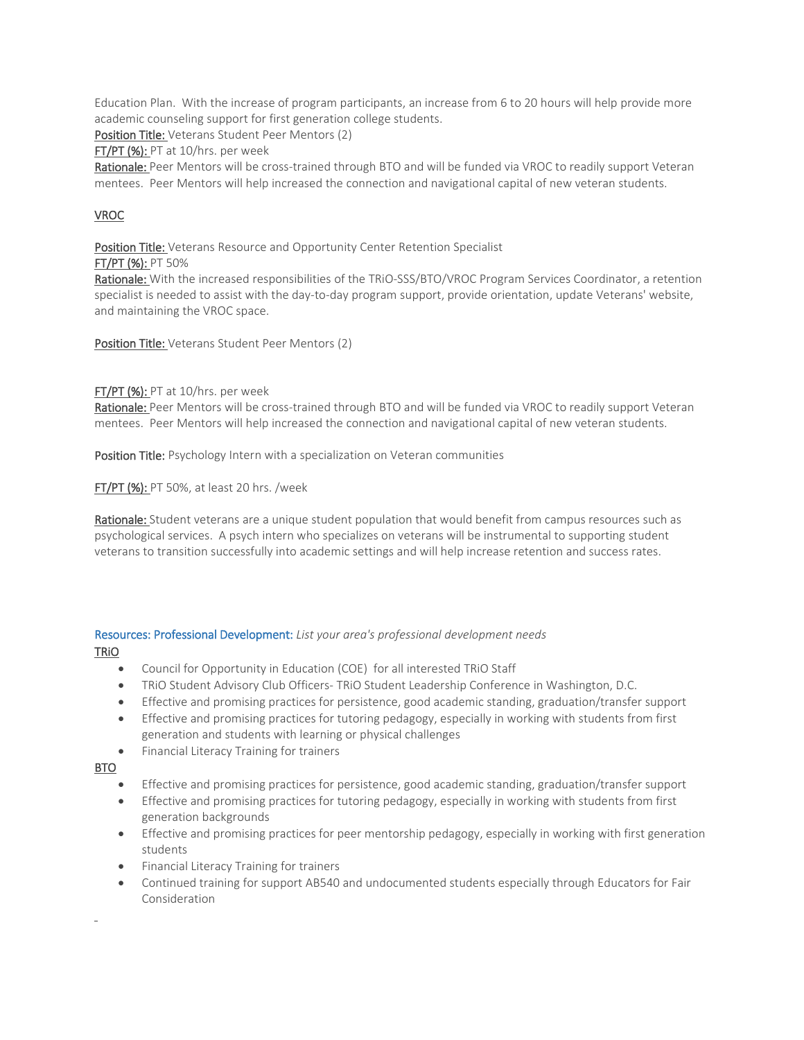Education Plan. With the increase of program participants, an increase from 6 to 20 hours will help provide more academic counseling support for first generation college students.

Position Title: Veterans Student Peer Mentors (2)

FT/PT (%): PT at 10/hrs. per week

Rationale: Peer Mentors will be cross-trained through BTO and will be funded via VROC to readily support Veteran mentees. Peer Mentors will help increased the connection and navigational capital of new veteran students.

VROC

Position Title: Veterans Resource and Opportunity Center Retention Specialist

FT/PT (%): PT 50%

Rationale: With the increased responsibilities of the TRiO-SSS/BTO/VROC Program Services Coordinator, a retention specialist is needed to assist with the day-to-day program support, provide orientation, update Veterans' website, and maintaining the VROC space.

Position Title: Veterans Student Peer Mentors (2)

FT/PT (%): PT at 10/hrs. per week

Rationale: Peer Mentors will be cross-trained through BTO and will be funded via VROC to readily support Veteran mentees. Peer Mentors will help increased the connection and navigational capital of new veteran students.

**Position Title:** Psychology Intern with a specialization on Veteran communities

FT/PT (%): PT 50%, at least 20 hrs. /week

Rationale: Student veterans are a unique student population that would benefit from campus resources such as psychological services. A psych intern who specializes on veterans will be instrumental to supporting student veterans to transition successfully into academic settings and will help increase retention and success rates.

Resources: Professional Development: *List your area's professional development needs*

TRiO

- Council for Opportunity in Education (COE) for all interested TRiO Staff
- TRiO Student Advisory Club Officers- TRiO Student Leadership Conference in Washington, D.C.
- Effective and promising practices for persistence, good academic standing, graduation/transfer support
- Effective and promising practices for tutoring pedagogy, especially in working with students from first generation and students with learning or physical challenges
- Financial Literacy Training for trainers

BTO

- Effective and promising practices for persistence, good academic standing, graduation/transfer support
- Effective and promising practices for tutoring pedagogy, especially in working with students from first generation backgrounds
- Effective and promising practices for peer mentorship pedagogy, especially in working with first generation students
- Financial Literacy Training for trainers
- Continued training for support AB540 and undocumented students especially through Educators for Fair Consideration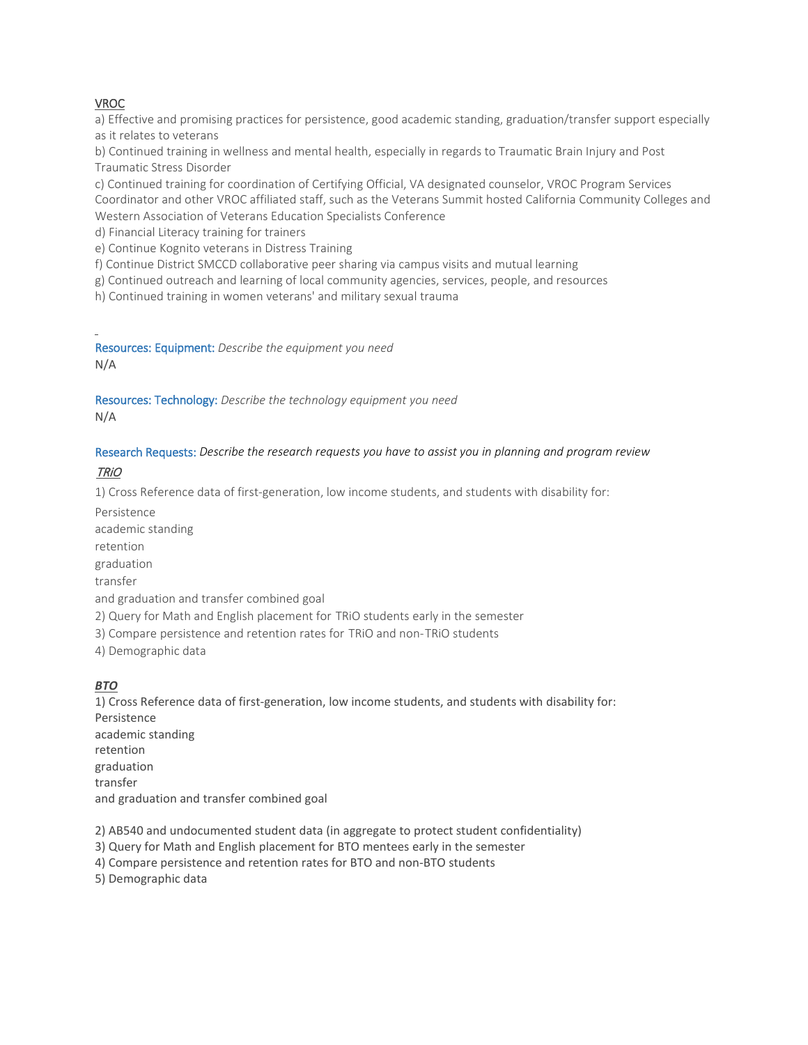VROC

a) Effective and promising practices for persistence, good academic standing, graduation/transfer support especially as it relates to veterans

b) Continued training in wellness and mental health, especially in regards to Traumatic Brain Injury and Post Traumatic Stress Disorder

c) Continued training for coordination of Certifying Official, VA designated counselor, VROC Program Services Coordinator and other VROC affiliated staff, such as the Veterans Summit hosted California Community Colleges and Western Association of Veterans Education Specialists Conference

d) Financial Literacy training for trainers

e) Continue Kognito veterans in Distress Training

f) Continue District SMCCD collaborative peer sharing via campus visits and mutual learning

g) Continued outreach and learning of local community agencies, services, people, and resources

h) Continued training in women veterans' and military sexual trauma

Resources: Equipment: *Describe the equipment you need*

N/A

Resources: Technology: *Describe the technology equipment you need*

N/A

Research Requests: *Describe the research requests you have to assist you in planning and program review*

*TRiO*

1) Cross Reference data of first-generation, low income students, and students with disability for:

Persistence

academic standing

retention

graduation

transfer

and graduation and transfer combined goal

2) Query for Math and English placement for TRiO students early in the semester

3) Compare persistence and retention rates for TRiO and non-TRiO students

4) Demographic data

***BTO***

1) Cross Reference data of first-generation, low income students, and students with disability for:

Persistence

academic standing

retention

graduation

transfer

and graduation and transfer combined goal

2) AB540 and undocumented student data (in aggregate to protect student confidentiality)

3) Query for Math and English placement for BTO mentees early in the semester

4) Compare persistence and retention rates for BTO and non-BTO students

5) Demographic data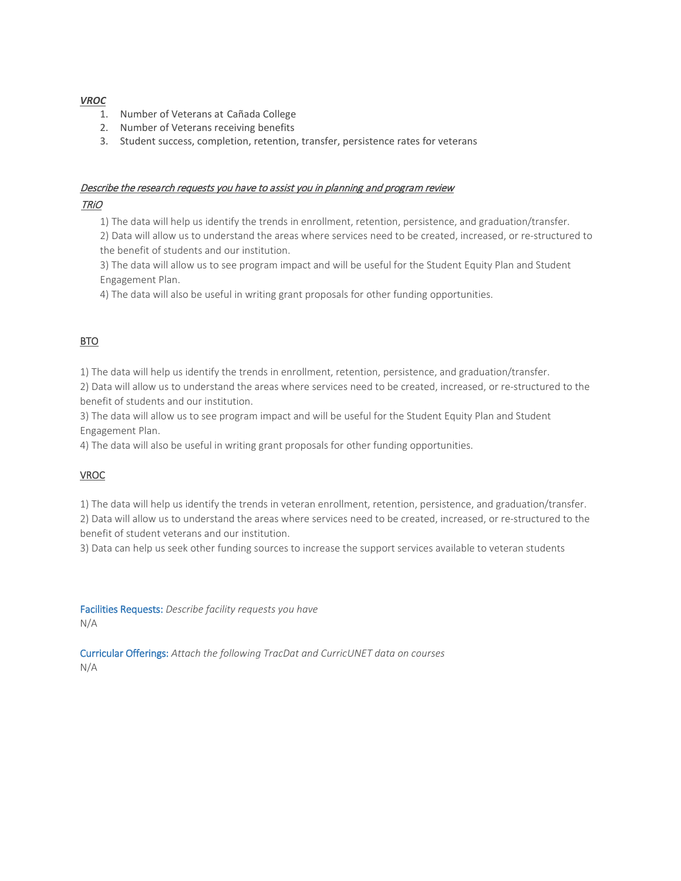***VROC***

1. Number of Veterans at Cañada College
2. Number of Veterans receiving benefits
3. Student success, completion, retention, transfer, persistence rates for veterans

*Describe the research requests you have to assist you in planning and program review*

*TRiO*

1) The data will help us identify the trends in enrollment, retention, persistence, and graduation/transfer.
2) Data will allow us to understand the areas where services need to be created, increased, or re-structured to the benefit of students and our institution.
3) The data will allow us to see program impact and will be useful for the Student Equity Plan and Student Engagement Plan.
4) The data will also be useful in writing grant proposals for other funding opportunities.

BTO

1) The data will help us identify the trends in enrollment, retention, persistence, and graduation/transfer.
2) Data will allow us to understand the areas where services need to be created, increased, or re-structured to the benefit of students and our institution.
3) The data will allow us to see program impact and will be useful for the Student Equity Plan and Student Engagement Plan.
4) The data will also be useful in writing grant proposals for other funding opportunities.

VROC

1) The data will help us identify the trends in veteran enrollment, retention, persistence, and graduation/transfer.
2) Data will allow us to understand the areas where services need to be created, increased, or re-structured to the benefit of student veterans and our institution.
3) Data can help us seek other funding sources to increase the support services available to veteran students

Facilities Requests: *Describe facility requests you have*
N/A

Curricular Offerings: *Attach the following TracDat and CurricUNET data on courses*
N/A